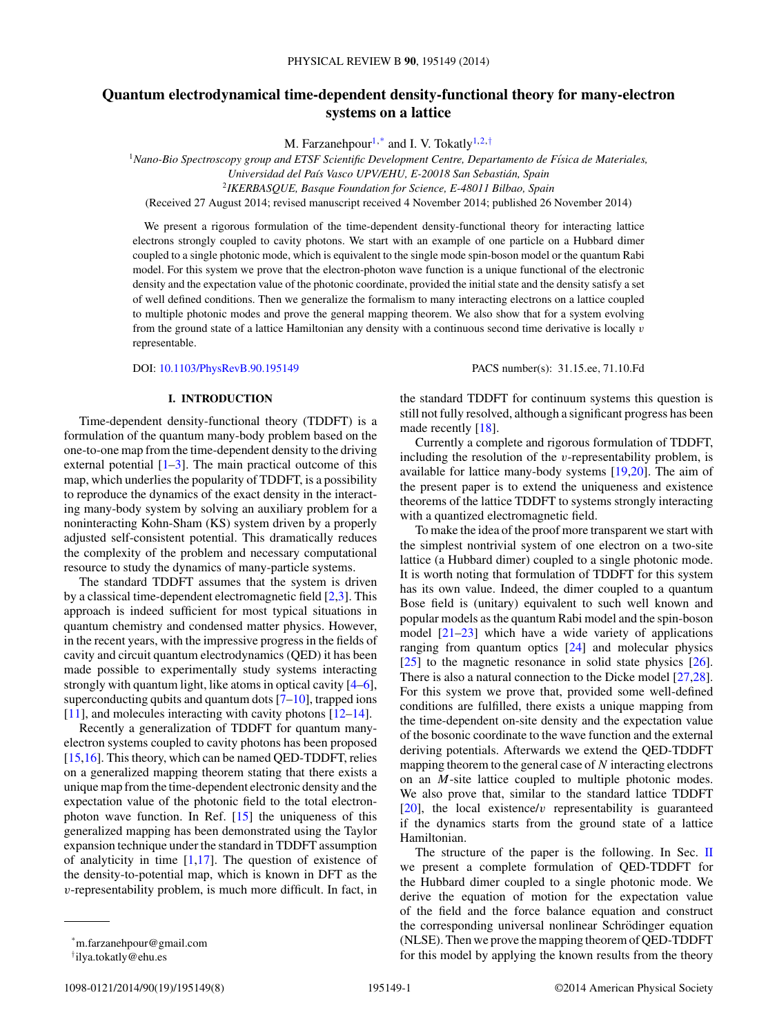# Quantum electrodynamical time-dependent density-functional theory for many-electron systems on a lattice

M. Farzanehpour[1,*] and I. V. Tokatly[1,2,†]

[1]*Nano-Bio Spectroscopy group and ETSF Scientific Development Centre, Departamento de Física de Materiales, Universidad del País Vasco UPV/EHU, E-20018 San Sebastián, Spain*

[2]*IKERBASQUE, Basque Foundation for Science, E-48011 Bilbao, Spain*

(Received 27 August 2014; revised manuscript received 4 November 2014; published 26 November 2014)

We present a rigorous formulation of the time-dependent density-functional theory for interacting lattice electrons strongly coupled to cavity photons. We start with an example of one particle on a Hubbard dimer coupled to a single photonic mode, which is equivalent to the single mode spin-boson model or the quantum Rabi model. For this system we prove that the electron-photon wave function is a unique functional of the electronic density and the expectation value of the photonic coordinate, provided the initial state and the density satisfy a set of well defined conditions. Then we generalize the formalism to many interacting electrons on a lattice coupled to multiple photonic modes and prove the general mapping theorem. We also show that for a system evolving from the ground state of a lattice Hamiltonian any density with a continuous second time derivative is locally $v$ representable.

DOI: 10.1103/PhysRevB.90.195149 PACS number(s): 31.15.ee, 71.10.Fd

## I. INTRODUCTION

Time-dependent density-functional theory (TDDFT) is a formulation of the quantum many-body problem based on the one-to-one map from the time-dependent density to the driving external potential [1–3]. The main practical outcome of this map, which underlies the popularity of TDDFT, is a possibility to reproduce the dynamics of the exact density in the interacting many-body system by solving an auxiliary problem for a noninteracting Kohn-Sham (KS) system driven by a properly adjusted self-consistent potential. This dramatically reduces the complexity of the problem and necessary computational resource to study the dynamics of many-particle systems.

The standard TDDFT assumes that the system is driven by a classical time-dependent electromagnetic field [2,3]. This approach is indeed sufficient for most typical situations in quantum chemistry and condensed matter physics. However, in the recent years, with the impressive progress in the fields of cavity and circuit quantum electrodynamics (QED) it has been made possible to experimentally study systems interacting strongly with quantum light, like atoms in optical cavity [4–6], superconducting qubits and quantum dots [7–10], trapped ions [11], and molecules interacting with cavity photons [12–14].

Recently a generalization of TDDFT for quantum many-electron systems coupled to cavity photons has been proposed [15,16]. This theory, which can be named QED-TDDFT, relies on a generalized mapping theorem stating that there exists a unique map from the time-dependent electronic density and the expectation value of the photonic field to the total electron-photon wave function. In Ref. [15] the uniqueness of this generalized mapping has been demonstrated using the Taylor expansion technique under the standard in TDDFT assumption of analyticity in time [1,17]. The question of existence of the density-to-potential map, which is known in DFT as the $v$-representability problem, is much more difficult. In fact, in the standard TDDFT for continuum systems this question is still not fully resolved, although a significant progress has been made recently [18].

Currently a complete and rigorous formulation of TDDFT, including the resolution of the $v$-representability problem, is available for lattice many-body systems [19,20]. The aim of the present paper is to extend the uniqueness and existence theorems of the lattice TDDFT to systems strongly interacting with a quantized electromagnetic field.

To make the idea of the proof more transparent we start with the simplest nontrivial system of one electron on a two-site lattice (a Hubbard dimer) coupled to a single photonic mode. It is worth noting that formulation of TDDFT for this system has its own value. Indeed, the dimer coupled to a quantum Bose field is (unitary) equivalent to such well known and popular models as the quantum Rabi model and the spin-boson model [21–23] which have a wide variety of applications ranging from quantum optics [24] and molecular physics [25] to the magnetic resonance in solid state physics [26]. There is also a natural connection to the Dicke model [27,28]. For this system we prove that, provided some well-defined conditions are fulfilled, there exists a unique mapping from the time-dependent on-site density and the expectation value of the bosonic coordinate to the wave function and the external deriving potentials. Afterwards we extend the QED-TDDFT mapping theorem to the general case of $N$ interacting electrons on an $M$-site lattice coupled to multiple photonic modes. We also prove that, similar to the standard lattice TDDFT [20], the local existence/$v$ representability is guaranteed if the dynamics starts from the ground state of a lattice Hamiltonian.

The structure of the paper is the following. In Sec. II we present a complete formulation of QED-TDDFT for the Hubbard dimer coupled to a single photonic mode. We derive the equation of motion for the expectation value of the field and the force balance equation and construct the corresponding universal nonlinear Schrödinger equation (NLSE). Then we prove the mapping theorem of QED-TDDFT for this model by applying the known results from the theory

---

*m.farzanehpour@gmail.com

†ilya.tokatly@ehu.es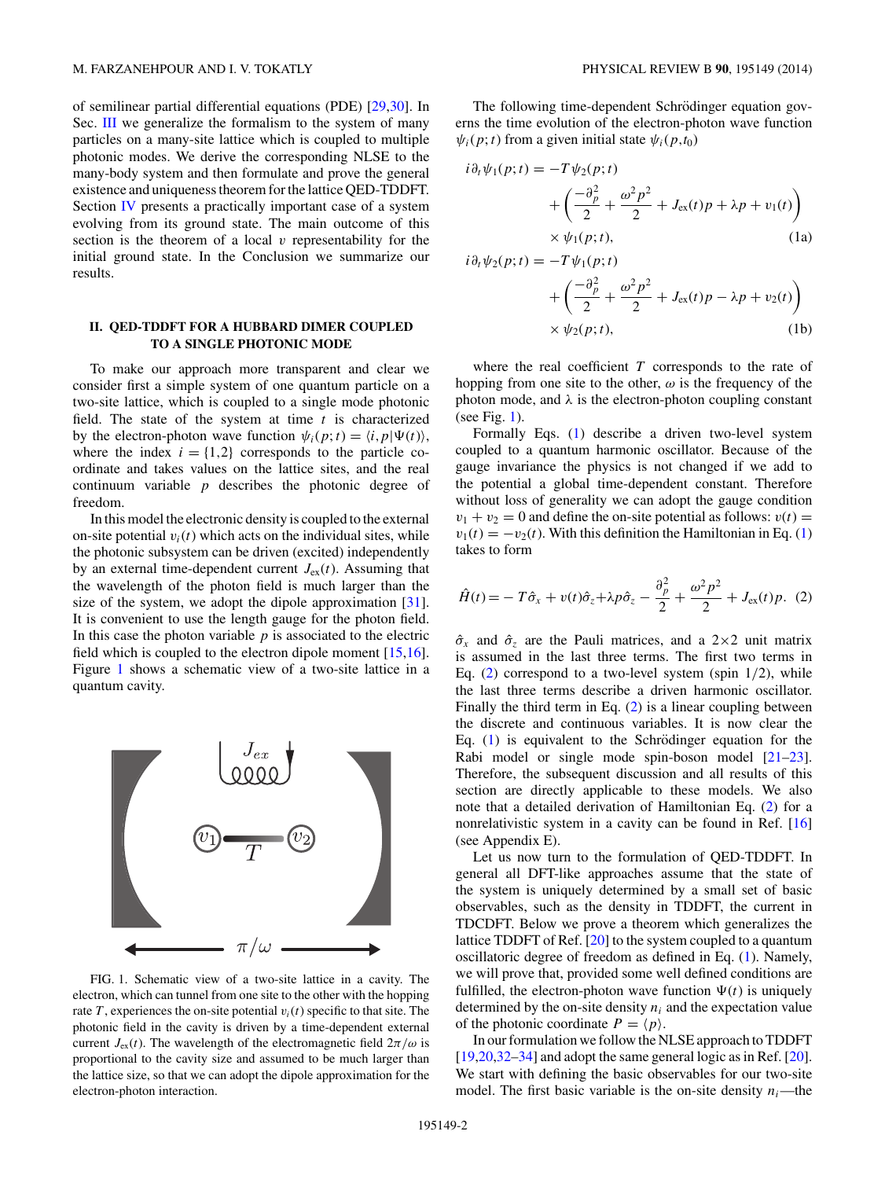of semilinear partial differential equations (PDE) [29,30]. In Sec. III we generalize the formalism to the system of many particles on a many-site lattice which is coupled to multiple photonic modes. We derive the corresponding NLSE to the many-body system and then formulate and prove the general existence and uniqueness theorem for the lattice QED-TDDFT. Section IV presents a practically important case of a system evolving from its ground state. The main outcome of this section is the theorem of a local $v$ representability for the initial ground state. In the Conclusion we summarize our results.

## II. QED-TDDFT FOR A HUBBARD DIMER COUPLED TO A SINGLE PHOTONIC MODE

To make our approach more transparent and clear we consider first a simple system of one quantum particle on a two-site lattice, which is coupled to a single mode photonic field. The state of the system at time $t$ is characterized by the electron-photon wave function $\psi_i(p;t) = \langle i,p|\Psi(t)\rangle$, where the index $i = \{1,2\}$ corresponds to the particle coordinate and takes values on the lattice sites, and the real continuum variable $p$ describes the photonic degree of freedom.

In this model the electronic density is coupled to the external on-site potential $v_i(t)$ which acts on the individual sites, while the photonic subsystem can be driven (excited) independently by an external time-dependent current $J_{\rm ex}(t)$. Assuming that the wavelength of the photon field is much larger than the size of the system, we adopt the dipole approximation [31]. It is convenient to use the length gauge for the photon field. In this case the photon variable $p$ is associated to the electric field which is coupled to the electron dipole moment [15,16]. Figure 1 shows a schematic view of a two-site lattice in a quantum cavity.

FIG. 1. Schematic view of a two-site lattice in a cavity. The electron, which can tunnel from one site to the other with the hopping rate $T$, experiences the on-site potential $v_i(t)$ specific to that site. The photonic field in the cavity is driven by a time-dependent external current $J_{\rm ex}(t)$. The wavelength of the electromagnetic field $2\pi/\omega$ is proportional to the cavity size and assumed to be much larger than the lattice size, so that we can adopt the dipole approximation for the electron-photon interaction.

The following time-dependent Schrödinger equation governs the time evolution of the electron-photon wave function $\psi_i(p;t)$ from a given initial state $\psi_i(p,t_0)$

$$
\begin{aligned}
i\partial_t\psi_1(p;t) = &-T\psi_2(p;t) \\
&+\left(\frac{-\partial_p^2}{2}+\frac{\omega^2p^2}{2}+J_{\rm ex}(t)p+\lambda p+v_1(t)\right) \\
&\times\psi_1(p;t),
\end{aligned} \tag{1a}
$$

$$
\begin{aligned}
i\partial_t\psi_2(p;t) = &-T\psi_1(p;t) \\
&+\left(\frac{-\partial_p^2}{2}+\frac{\omega^2p^2}{2}+J_{\rm ex}(t)p-\lambda p+v_2(t)\right) \\
&\times\psi_2(p;t),
\end{aligned} \tag{1b}
$$

where the real coefficient $T$ corresponds to the rate of hopping from one site to the other, $\omega$ is the frequency of the photon mode, and $\lambda$ is the electron-photon coupling constant (see Fig. 1).

Formally Eqs. (1) describe a driven two-level system coupled to a quantum harmonic oscillator. Because of the gauge invariance the physics is not changed if we add to the potential a global time-dependent constant. Therefore without loss of generality we can adopt the gauge condition $v_1 + v_2 = 0$ and define the on-site potential as follows: $v(t) = v_1(t) = -v_2(t)$. With this definition the Hamiltonian in Eq. (1) takes to form

$$
\hat{H}(t) = -T\hat{\sigma}_x + v(t)\hat{\sigma}_z + \lambda p\hat{\sigma}_z - \frac{\partial_p^2}{2} + \frac{\omega^2p^2}{2} + J_{\rm ex}(t)p. \tag{2}
$$

$\hat{\sigma}_x$ and $\hat{\sigma}_z$ are the Pauli matrices, and a $2\times2$ unit matrix is assumed in the last three terms. The first two terms in Eq. (2) correspond to a two-level system (spin 1/2), while the last three terms describe a driven harmonic oscillator. Finally the third term in Eq. (2) is a linear coupling between the discrete and continuous variables. It is now clear the Eq. (1) is equivalent to the Schrödinger equation for the Rabi model or single mode spin-boson model [21–23]. Therefore, the subsequent discussion and all results of this section are directly applicable to these models. We also note that a detailed derivation of Hamiltonian Eq. (2) for a nonrelativistic system in a cavity can be found in Ref. [16] (see Appendix E).

Let us now turn to the formulation of QED-TDDFT. In general all DFT-like approaches assume that the state of the system is uniquely determined by a small set of basic observables, such as the density in TDDFT, the current in TDCDFT. Below we prove a theorem which generalizes the lattice TDDFT of Ref. [20] to the system coupled to a quantum oscillatoric degree of freedom as defined in Eq. (1). Namely, we will prove that, provided some well defined conditions are fulfilled, the electron-photon wave function $\Psi(t)$ is uniquely determined by the on-site density $n_i$ and the expectation value of the photonic coordinate $P = \langle p\rangle$.

In our formulation we follow the NLSE approach to TDDFT [19,20,32–34] and adopt the same general logic as in Ref. [20]. We start with defining the basic observables for our two-site model. The first basic variable is the on-site density $n_i$—the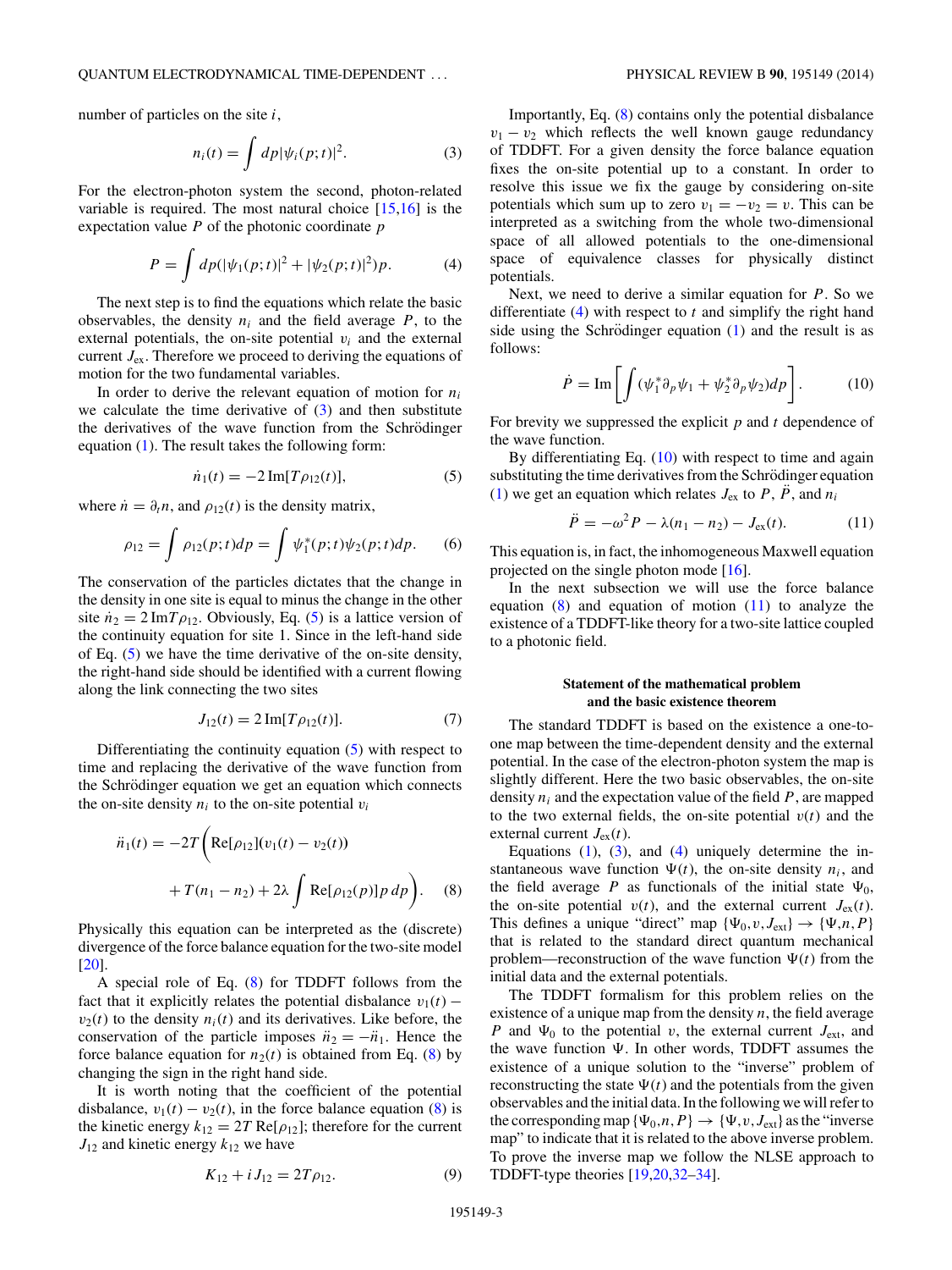number of particles on the site $i$,

$$n_i(t) = \int dp |\psi_i(p;t)|^2. \quad (3)$$

For the electron-photon system the second, photon-related variable is required. The most natural choice [15,16] is the expectation value $P$ of the photonic coordinate $p$

$$P = \int dp (|\psi_1(p;t)|^2 + |\psi_2(p;t)|^2) p. \quad (4)$$

The next step is to find the equations which relate the basic observables, the density $n_i$ and the field average $P$, to the external potentials, the on-site potential $v_i$ and the external current $J_{\rm ex}$. Therefore we proceed to deriving the equations of motion for the two fundamental variables.

In order to derive the relevant equation of motion for $n_i$ we calculate the time derivative of (3) and then substitute the derivatives of the wave function from the Schrödinger equation (1). The result takes the following form:

$$\dot{n}_1(t) = -2\,{\rm Im}[T\rho_{12}(t)], \quad (5)$$

where $\dot{n} = \partial_t n$, and $\rho_{12}(t)$ is the density matrix,

$$\rho_{12} = \int \rho_{12}(p;t)dp = \int \psi_1^*(p;t)\psi_2(p;t)dp. \quad (6)$$

The conservation of the particles dictates that the change in the density in one site is equal to minus the change in the other site $\dot{n}_2 = 2\,{\rm Im}T\rho_{12}$. Obviously, Eq. (5) is a lattice version of the continuity equation for site 1. Since in the left-hand side of Eq. (5) we have the time derivative of the on-site density, the right-hand side should be identified with a current flowing along the link connecting the two sites

$$J_{12}(t) = 2\,{\rm Im}[T\rho_{12}(t)]. \quad (7)$$

Differentiating the continuity equation (5) with respect to time and replacing the derivative of the wave function from the Schrödinger equation we get an equation which connects the on-site density $n_i$ to the on-site potential $v_i$

$$\ddot{n}_1(t) = -2T\bigg({\rm Re}[\rho_{12}](v_1(t) - v_2(t)) + T(n_1 - n_2) + 2\lambda \int {\rm Re}[\rho_{12}(p)]p\,dp\bigg). \quad (8)$$

Physically this equation can be interpreted as the (discrete) divergence of the force balance equation for the two-site model [20].

A special role of Eq. (8) for TDDFT follows from the fact that it explicitly relates the potential disbalance $v_1(t) - v_2(t)$ to the density $n_i(t)$ and its derivatives. Like before, the conservation of the particle imposes $\ddot{n}_2 = -\ddot{n}_1$. Hence the force balance equation for $n_2(t)$ is obtained from Eq. (8) by changing the sign in the right hand side.

It is worth noting that the coefficient of the potential disbalance, $v_1(t) - v_2(t)$, in the force balance equation (8) is the kinetic energy $k_{12} = 2T\,{\rm Re}[\rho_{12}]$; therefore for the current $J_{12}$ and kinetic energy $k_{12}$ we have

$$K_{12} + iJ_{12} = 2T\rho_{12}. \quad (9)$$

Importantly, Eq. (8) contains only the potential disbalance $v_1 - v_2$ which reflects the well known gauge redundancy of TDDFT. For a given density the force balance equation fixes the on-site potential up to a constant. In order to resolve this issue we fix the gauge by considering on-site potentials which sum up to zero $v_1 = -v_2 = v$. This can be interpreted as a switching from the whole two-dimensional space of all allowed potentials to the one-dimensional space of equivalence classes for physically distinct potentials.

Next, we need to derive a similar equation for $P$. So we differentiate (4) with respect to $t$ and simplify the right hand side using the Schrödinger equation (1) and the result is as follows:

$$\dot{P} = {\rm Im}\left[\int (\psi_1^*\partial_p\psi_1 + \psi_2^*\partial_p\psi_2)dp\right]. \quad (10)$$

For brevity we suppressed the explicit $p$ and $t$ dependence of the wave function.

By differentiating Eq. (10) with respect to time and again substituting the time derivatives from the Schrödinger equation (1) we get an equation which relates $J_{\rm ex}$ to $P$, $\ddot{P}$, and $n_i$

$$\ddot{P} = -\omega^2 P - \lambda(n_1 - n_2) - J_{\rm ex}(t). \quad (11)$$

This equation is, in fact, the inhomogeneous Maxwell equation projected on the single photon mode [16].

In the next subsection we will use the force balance equation (8) and equation of motion (11) to analyze the existence of a TDDFT-like theory for a two-site lattice coupled to a photonic field.

### Statement of the mathematical problem and the basic existence theorem

The standard TDDFT is based on the existence a one-to-one map between the time-dependent density and the external potential. In the case of the electron-photon system the map is slightly different. Here the two basic observables, the on-site density $n_i$ and the expectation value of the field $P$, are mapped to the two external fields, the on-site potential $v(t)$ and the external current $J_{\rm ex}(t)$.

Equations (1), (3), and (4) uniquely determine the instantaneous wave function $\Psi(t)$, the on-site density $n_i$, and the field average $P$ as functionals of the initial state $\Psi_0$, the on-site potential $v(t)$, and the external current $J_{\rm ex}(t)$. This defines a unique "direct" map $\{\Psi_0, v, J_{\rm ext}\} \to \{\Psi, n, P\}$ that is related to the standard direct quantum mechanical problem—reconstruction of the wave function $\Psi(t)$ from the initial data and the external potentials.

The TDDFT formalism for this problem relies on the existence of a unique map from the density $n$, the field average $P$ and $\Psi_0$ to the potential $v$, the external current $J_{\rm ext}$, and the wave function $\Psi$. In other words, TDDFT assumes the existence of a unique solution to the "inverse" problem of reconstructing the state $\Psi(t)$ and the potentials from the given observables and the initial data. In the following we will refer to the corresponding map $\{\Psi_0, n, P\} \to \{\Psi, v, J_{\rm ext}\}$ as the "inverse map" to indicate that it is related to the above inverse problem. To prove the inverse map we follow the NLSE approach to TDDFT-type theories [19,20,32–34].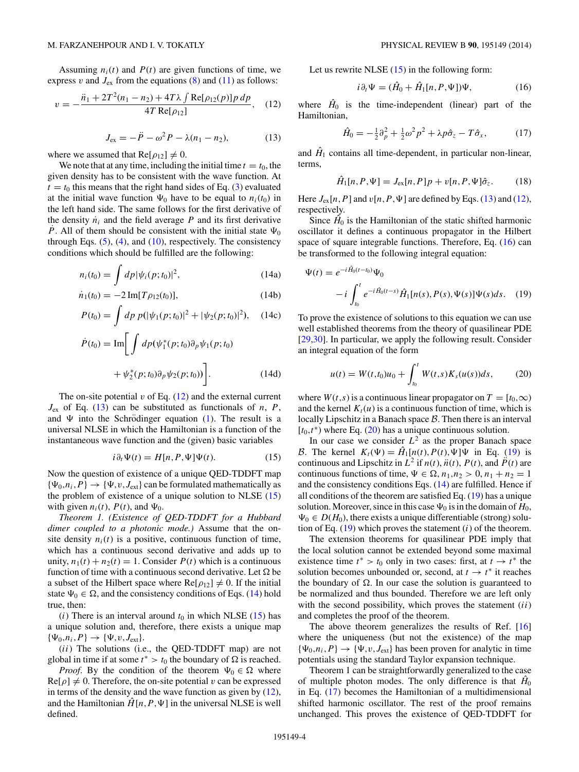Assuming $n_i(t)$ and $P(t)$ are given functions of time, we express $v$ and $J_{\text{ex}}$ from the equations (8) and (11) as follows:

$$v = -\frac{\ddot{n}_1 + 2T^2(n_1 - n_2) + 4T\lambda \int \text{Re}[\rho_{12}(p)]p\, dp}{4T\, \text{Re}[\rho_{12}]}, \quad (12)$$

$$J_{\text{ex}} = -\ddot{P} - \omega^2 P - \lambda(n_1 - n_2), \quad (13)$$

where we assumed that $\text{Re}[\rho_{12}] \neq 0$.

We note that at any time, including the initial time $t = t_0$, the given density has to be consistent with the wave function. At $t = t_0$ this means that the right hand sides of Eq. (3) evaluated at the initial wave function $\Psi_0$ have to be equal to $n_i(t_0)$ in the left hand side. The same follows for the first derivative of the density $\dot{n}_i$ and the field average $P$ and its first derivative $\dot{P}$. All of them should be consistent with the initial state $\Psi_0$ through Eqs. (5), (4), and (10), respectively. The consistency conditions which should be fulfilled are the following:

$$n_i(t_0) = \int dp |\psi_i(p;t_0)|^2, \quad (14a)$$

$$\dot{n}_1(t_0) = -2\, \text{Im}[T\rho_{12}(t_0)], \quad (14b)$$

$$P(t_0) = \int dp\; p(|\psi_1(p;t_0)|^2 + |\psi_2(p;t_0)|^2), \quad (14c)$$

$$\dot{P}(t_0) = \text{Im}\bigg[\int dp(\psi_1^*(p;t_0)\partial_p \psi_1(p;t_0) + \psi_2^*(p;t_0)\partial_p \psi_2(p;t_0))\bigg]. \quad (14d)$$

The on-site potential $v$ of Eq. (12) and the external current $J_{\text{ex}}$ of Eq. (13) can be substituted as functionals of $n$, $P$, and $\Psi$ into the Schrödinger equation (1). The result is a universal NLSE in which the Hamiltonian is a function of the instantaneous wave function and the (given) basic variables

$$i\partial_t \Psi(t) = H[n, P, \Psi]\Psi(t). \quad (15)$$

Now the question of existence of a unique QED-TDDFT map $\{\Psi_0, n_i, P\} \to \{\Psi, v, J_{\text{ext}}\}$ can be formulated mathematically as the problem of existence of a unique solution to NLSE (15) with given $n_i(t)$, $P(t)$, and $\Psi_0$.

*Theorem 1. (Existence of QED-TDDFT for a Hubbard dimer coupled to a photonic mode.)* Assume that the on-site density $n_i(t)$ is a positive, continuous function of time, which has a continuous second derivative and adds up to unity, $n_1(t) + n_2(t) = 1$. Consider $P(t)$ which is a continuous function of time with a continuous second derivative. Let $\Omega$ be a subset of the Hilbert space where $\text{Re}[\rho_{12}] \neq 0$. If the initial state $\Psi_0 \in \Omega$, and the consistency conditions of Eqs. (14) hold true, then:

($i$) There is an interval around $t_0$ in which NLSE (15) has a unique solution and, therefore, there exists a unique map $\{\Psi_0, n_i, P\} \to \{\Psi, v, J_{\text{ext}}\}$.

($ii$) The solutions (i.e., the QED-TDDFT map) are not global in time if at some $t^* > t_0$ the boundary of $\Omega$ is reached.

*Proof.* By the condition of the theorem $\Psi_0 \in \Omega$ where $\text{Re}[\rho] \neq 0$. Therefore, the on-site potential $v$ can be expressed in terms of the density and the wave function as given by (12), and the Hamiltonian $\hat{H}[n, P, \Psi]$ in the universal NLSE is well defined.

Let us rewrite NLSE (15) in the following form:

$$i\partial_t \Psi = (\hat{H}_0 + \hat{H}_1[n, P, \Psi])\Psi, \quad (16)$$

where $\hat{H}_0$ is the time-independent (linear) part of the Hamiltonian,

$$\hat{H}_0 = -\tfrac{1}{2}\partial_p^2 + \tfrac{1}{2}\omega^2 p^2 + \lambda p \hat{\sigma}_z - T\hat{\sigma}_x, \quad (17)$$

and $\hat{H}_1$ contains all time-dependent, in particular non-linear, terms,

$$\hat{H}_1[n, P, \Psi] = J_{\text{ex}}[n, P]p + v[n, P, \Psi]\hat{\sigma}_z. \quad (18)$$

Here $J_{\text{ex}}[n, P]$ and $v[n, P, \Psi]$ are defined by Eqs. (13) and (12), respectively.

Since $\hat{H}_0$ is the Hamiltonian of the static shifted harmonic oscillator it defines a continuous propagator in the Hilbert space of square integrable functions. Therefore, Eq. (16) can be transformed to the following integral equation:

$$\Psi(t) = e^{-i\hat{H}_0(t-t_0)}\Psi_0 - i\int_{t_0}^{t} e^{-i\hat{H}_0(t-s)}\hat{H}_1[n(s), P(s), \Psi(s)]\Psi(s)ds. \quad (19)$$

To prove the existence of solutions to this equation we can use well established theorems from the theory of quasilinear PDE [29,30]. In particular, we apply the following result. Consider an integral equation of the form

$$u(t) = W(t, t_0)u_0 + \int_{t_0}^{t} W(t, s)K_s(u(s))ds, \quad (20)$$

where $W(t,s)$ is a continuous linear propagator on $T = [t_0, \infty)$ and the kernel $K_t(u)$ is a continuous function of time, which is locally Lipschitz in a Banach space $\mathcal{B}$. Then there is an interval $[t_0, t^*)$ where Eq. (20) has a unique continuous solution.

In our case we consider $L^2$ as the proper Banach space $\mathcal{B}$. The kernel $K_t(\Psi) = \hat{H}_1[n(t), P(t), \Psi]\Psi$ in Eq. (19) is continuous and Lipschitz in $L^2$ if $n(t)$, $\ddot{n}(t)$, $P(t)$, and $\ddot{P}(t)$ are continuous functions of time, $\Psi \in \Omega$, $n_1, n_2 > 0$, $n_1 + n_2 = 1$ and the consistency conditions Eqs. (14) are fulfilled. Hence if all conditions of the theorem are satisfied Eq. (19) has a unique solution. Moreover, since in this case $\Psi_0$ is in the domain of $H_0$, $\Psi_0 \in D(H_0)$, there exists a unique differentiable (strong) solution of Eq. (19) which proves the statement ($i$) of the theorem.

The extension theorems for quasilinear PDE imply that the local solution cannot be extended beyond some maximal existence time $t^* > t_0$ only in two cases: first, at $t \to t^*$ the solution becomes unbounded or, second, at $t \to t^*$ it reaches the boundary of $\Omega$. In our case the solution is guaranteed to be normalized and thus bounded. Therefore we are left only with the second possibility, which proves the statement ($ii$) and completes the proof of the theorem.

The above theorem generalizes the results of Ref. [16] where the uniqueness (but not the existence) of the map $\{\Psi_0, n_i, P\} \to \{\Psi, v, J_{\text{ext}}\}$ has been proven for analytic in time potentials using the standard Taylor expansion technique.

Theorem 1 can be straightforwardly generalized to the case of multiple photon modes. The only difference is that $\hat{H}_0$ in Eq. (17) becomes the Hamiltonian of a multidimensional shifted harmonic oscillator. The rest of the proof remains unchanged. This proves the existence of QED-TDDFT for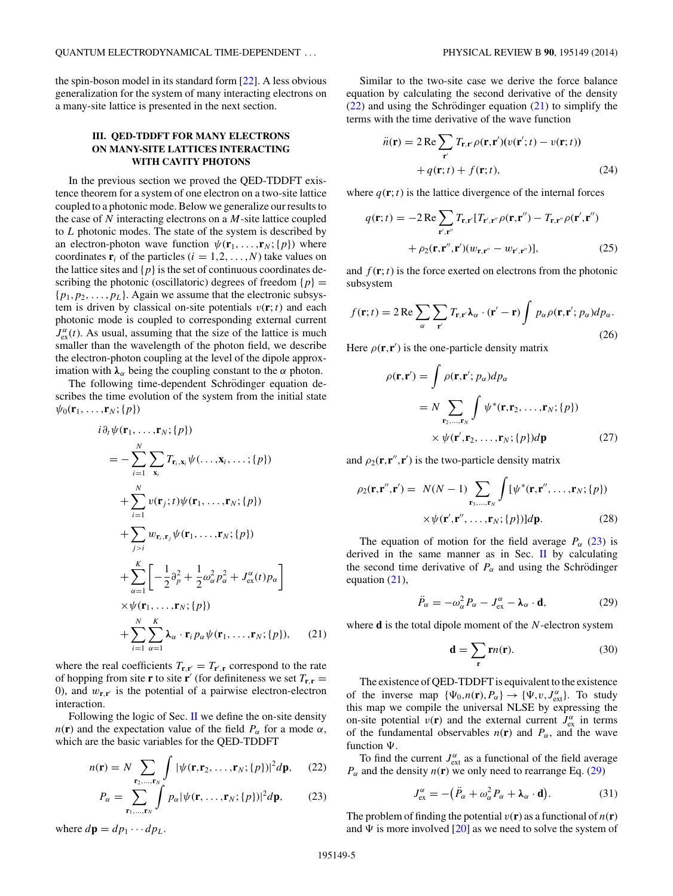the spin-boson model in its standard form [22]. A less obvious generalization for the system of many interacting electrons on a many-site lattice is presented in the next section.

## III. QED-TDDFT FOR MANY ELECTRONS ON MANY-SITE LATTICES INTERACTING WITH CAVITY PHOTONS

In the previous section we proved the QED-TDDFT existence theorem for a system of one electron on a two-site lattice coupled to a photonic mode. Below we generalize our results to the case of $N$ interacting electrons on a $M$-site lattice coupled to $L$ photonic modes. The state of the system is described by an electron-photon wave function $\psi(\mathbf{r}_1,\ldots,\mathbf{r}_N;\{p\})$ where coordinates $\mathbf{r}_i$ of the particles ($i=1,2,\ldots,N$) take values on the lattice sites and $\{p\}$ is the set of continuous coordinates describing the photonic (oscillatoric) degrees of freedom $\{p\}=\{p_1,p_2,\ldots,p_L\}$. Again we assume that the electronic subsystem is driven by classical on-site potentials $v(\mathbf{r};t)$ and each photonic mode is coupled to corresponding external current $J_{\rm ex}^{\alpha}(t)$. As usual, assuming that the size of the lattice is much smaller than the wavelength of the photon field, we describe the electron-photon coupling at the level of the dipole approximation with $\boldsymbol{\lambda}_\alpha$ being the coupling constant to the $\alpha$ photon.

The following time-dependent Schrödinger equation describes the time evolution of the system from the initial state $\psi_0(\mathbf{r}_1,\ldots,\mathbf{r}_N;\{p\})$

$$
\begin{aligned}
i\partial_t\psi(\mathbf{r}_1,\ldots,\mathbf{r}_N;\{p\})
&= -\sum_{i=1}^{N}\sum_{\mathbf{x}_i}T_{\mathbf{r}_i,\mathbf{x}_i}\psi(\ldots,\mathbf{x}_i,\ldots;\{p\})\\
&\quad+\sum_{i=1}^{N}v(\mathbf{r}_j;t)\psi(\mathbf{r}_1,\ldots,\mathbf{r}_N;\{p\})\\
&\quad+\sum_{j>i}w_{\mathbf{r}_i,\mathbf{r}_j}\psi(\mathbf{r}_1,\ldots,\mathbf{r}_N;\{p\})\\
&\quad+\sum_{\alpha=1}^{K}\left[-\frac{1}{2}\partial_p^2+\frac{1}{2}\omega_\alpha^2p_\alpha^2+J_{\rm ex}^{\alpha}(t)p_\alpha\right]\\
&\quad\times\psi(\mathbf{r}_1,\ldots,\mathbf{r}_N;\{p\})\\
&\quad+\sum_{i=1}^{N}\sum_{\alpha=1}^{K}\boldsymbol{\lambda}_\alpha\cdot\mathbf{r}_ip_\alpha\psi(\mathbf{r}_1,\ldots,\mathbf{r}_N;\{p\}),
\end{aligned}
\tag{21}
$$

where the real coefficients $T_{\mathbf{r},\mathbf{r}'}=T_{\mathbf{r}',\mathbf{r}}$ correspond to the rate of hopping from site $\mathbf{r}$ to site $\mathbf{r}'$ (for definiteness we set $T_{\mathbf{r},\mathbf{r}}=0$), and $w_{\mathbf{r},\mathbf{r}'}$ is the potential of a pairwise electron-electron interaction.

Following the logic of Sec. II we define the on-site density $n(\mathbf{r})$ and the expectation value of the field $P_\alpha$ for a mode $\alpha$, which are the basic variables for the QED-TDDFT

$$
n(\mathbf{r})=N\sum_{\mathbf{r}_2,\ldots,\mathbf{r}_N}\int|\psi(\mathbf{r},\mathbf{r}_2,\ldots,\mathbf{r}_N;\{p\})|^2d\mathbf{p},\tag{22}
$$

$$
P_\alpha=\sum_{\mathbf{r}_1,\ldots,\mathbf{r}_N}\int p_\alpha|\psi(\mathbf{r},\ldots,\mathbf{r}_N;\{p\})|^2d\mathbf{p},\tag{23}
$$

where $d\mathbf{p}=dp_1\cdots dp_L$.

Similar to the two-site case we derive the force balance equation by calculating the second derivative of the density (22) and using the Schrödinger equation (21) to simplify the terms with the time derivative of the wave function

$$
\begin{aligned}
\ddot{n}(\mathbf{r})&=2\,\mathrm{Re}\sum_{\mathbf{r}'}T_{\mathbf{r},\mathbf{r}'}\rho(\mathbf{r},\mathbf{r}')(v(\mathbf{r}';t)-v(\mathbf{r};t))\\
&\quad+q(\mathbf{r};t)+f(\mathbf{r};t),
\end{aligned}
\tag{24}
$$

where $q(\mathbf{r};t)$ is the lattice divergence of the internal forces

$$
\begin{aligned}
q(\mathbf{r};t)&=-2\,\mathrm{Re}\sum_{\mathbf{r}',\mathbf{r}''}T_{\mathbf{r},\mathbf{r}'}[T_{\mathbf{r}',\mathbf{r}''}\rho(\mathbf{r},\mathbf{r}'')-T_{\mathbf{r},\mathbf{r}''}\rho(\mathbf{r}',\mathbf{r}'')\\
&\quad+\rho_2(\mathbf{r},\mathbf{r}'',\mathbf{r}')(w_{\mathbf{r},\mathbf{r}''}-w_{\mathbf{r}',\mathbf{r}''})],
\end{aligned}
\tag{25}
$$

and $f(\mathbf{r};t)$ is the force exerted on electrons from the photonic subsystem

$$
f(\mathbf{r};t)=2\,\mathrm{Re}\sum_{\alpha}\sum_{\mathbf{r}'}T_{\mathbf{r},\mathbf{r}'}\boldsymbol{\lambda}_\alpha\cdot(\mathbf{r}'-\mathbf{r})\int p_\alpha\rho(\mathbf{r},\mathbf{r}';p_\alpha)dp_\alpha.\tag{26}
$$

Here $\rho(\mathbf{r},\mathbf{r}')$ is the one-particle density matrix

$$
\begin{aligned}
\rho(\mathbf{r},\mathbf{r}')&=\int\rho(\mathbf{r},\mathbf{r}';p_\alpha)dp_\alpha\\
&=N\sum_{\mathbf{r}_2,\ldots,\mathbf{r}_N}\int\psi^*(\mathbf{r},\mathbf{r}_2,\ldots,\mathbf{r}_N;\{p\})\\
&\quad\times\psi(\mathbf{r}',\mathbf{r}_2,\ldots,\mathbf{r}_N;\{p\})d\mathbf{p}
\end{aligned}
\tag{27}
$$

and $\rho_2(\mathbf{r},\mathbf{r}'',\mathbf{r}')$ is the two-particle density matrix

$$
\begin{aligned}
\rho_2(\mathbf{r},\mathbf{r}'',\mathbf{r}')=\;&N(N-1)\sum_{\mathbf{r}_3,\ldots,\mathbf{r}_N}\int[\psi^*(\mathbf{r},\mathbf{r}'',\ldots,\mathbf{r}_N;\{p\})\\
&\times\psi(\mathbf{r}',\mathbf{r}'',\ldots,\mathbf{r}_N;\{p\})]d\mathbf{p}.
\end{aligned}
\tag{28}
$$

The equation of motion for the field average $P_\alpha$ (23) is derived in the same manner as in Sec. II by calculating the second time derivative of $P_\alpha$ and using the Schrödinger equation (21),

$$
\ddot{P}_\alpha=-\omega_\alpha^2P_\alpha-J_{\rm ex}^{\alpha}-\boldsymbol{\lambda}_\alpha\cdot\mathbf{d},\tag{29}
$$

where $\mathbf{d}$ is the total dipole moment of the $N$-electron system

$$
\mathbf{d}=\sum_{\mathbf{r}}\mathbf{r}n(\mathbf{r}).\tag{30}
$$

The existence of QED-TDDFT is equivalent to the existence of the inverse map $\{\Psi_0,n(\mathbf{r}),P_\alpha\}\to\{\Psi,v,J_{\rm ext}^{\alpha}\}$. To study this map we compile the universal NLSE by expressing the on-site potential $v(\mathbf{r})$ and the external current $J_{\rm ex}^{\alpha}$ in terms of the fundamental observables $n(\mathbf{r})$ and $P_\alpha$, and the wave function $\Psi$.

To find the current $J_{\rm ext}^{\alpha}$ as a functional of the field average $P_\alpha$ and the density $n(\mathbf{r})$ we only need to rearrange Eq. (29)

$$
J_{\rm ex}^{\alpha}=-\big(\ddot{P}_\alpha+\omega_\alpha^2P_\alpha+\boldsymbol{\lambda}_\alpha\cdot\mathbf{d}\big).\tag{31}
$$

The problem of finding the potential $v(\mathbf{r})$ as a functional of $n(\mathbf{r})$ and $\Psi$ is more involved [20] as we need to solve the system of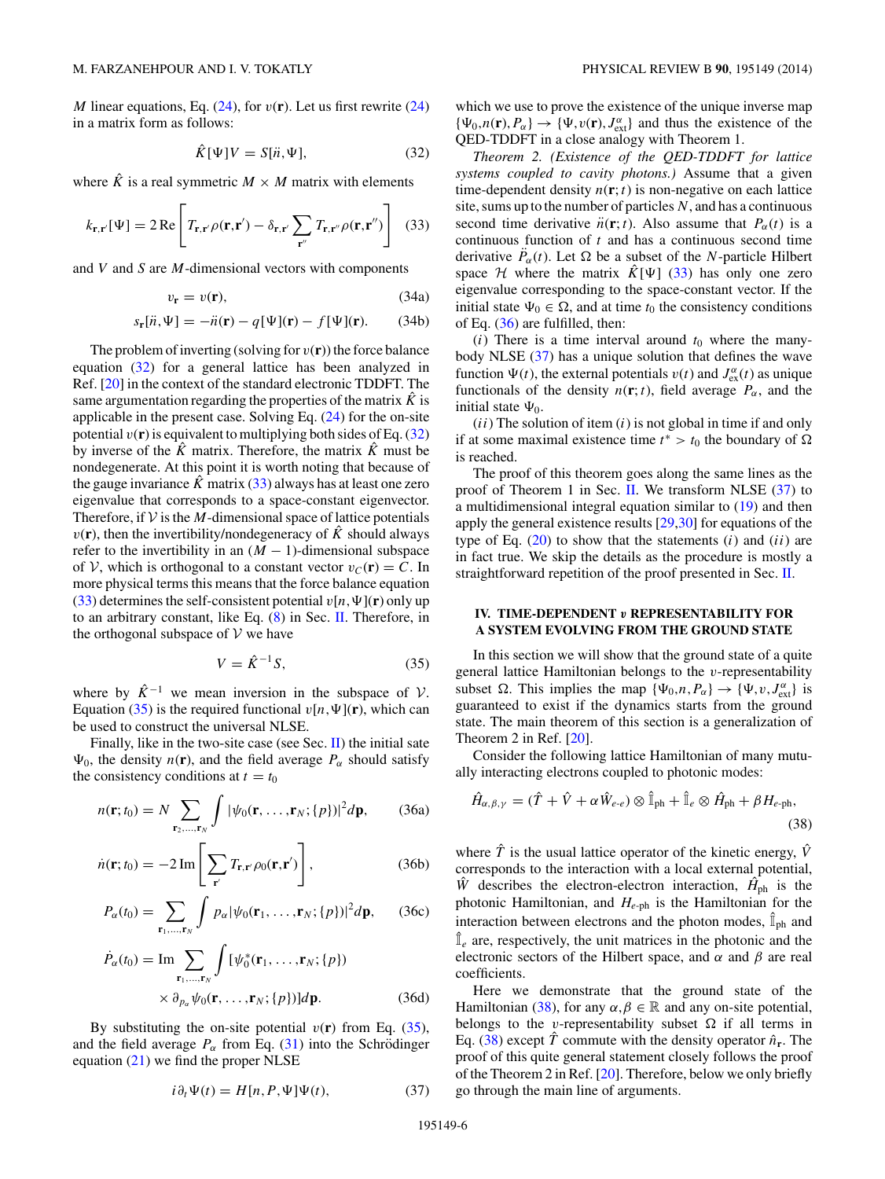$M$ linear equations, Eq. (24), for $v(\mathbf{r})$. Let us first rewrite (24) in a matrix form as follows:

$$\hat{K}[\Psi]V = S[\ddot{n},\Psi], \tag{32}$$

where $\hat{K}$ is a real symmetric $M \times M$ matrix with elements

$$k_{\mathbf{r},\mathbf{r}'}[\Psi] = 2\,\mathrm{Re}\left[T_{\mathbf{r},\mathbf{r}'}\rho(\mathbf{r},\mathbf{r}') - \delta_{\mathbf{r},\mathbf{r}'}\sum_{\mathbf{r}''} T_{\mathbf{r},\mathbf{r}''}\rho(\mathbf{r},\mathbf{r}'')\right] \tag{33}$$

and $V$ and $S$ are $M$-dimensional vectors with components

$$v_{\mathbf{r}} = v(\mathbf{r}), \tag{34a}$$

$$s_{\mathbf{r}}[\ddot{n},\Psi] = -\ddot{n}(\mathbf{r}) - q[\Psi](\mathbf{r}) - f[\Psi](\mathbf{r}). \tag{34b}$$

The problem of inverting (solving for $v(\mathbf{r})$) the force balance equation (32) for a general lattice has been analyzed in Ref. [20] in the context of the standard electronic TDDFT. The same argumentation regarding the properties of the matrix $\hat{K}$ is applicable in the present case. Solving Eq. (24) for the on-site potential $v(\mathbf{r})$ is equivalent to multiplying both sides of Eq. (32) by inverse of the $\hat{K}$ matrix. Therefore, the matrix $\hat{K}$ must be nondegenerate. At this point it is worth noting that because of the gauge invariance $\hat{K}$ matrix (33) always has at least one zero eigenvalue that corresponds to a space-constant eigenvector. Therefore, if $\mathcal{V}$ is the $M$-dimensional space of lattice potentials $v(\mathbf{r})$, then the invertibility/nondegeneracy of $\hat{K}$ should always refer to the invertibility in an $(M-1)$-dimensional subspace of $\mathcal{V}$, which is orthogonal to a constant vector $v_C(\mathbf{r}) = C$. In more physical terms this means that the force balance equation (33) determines the self-consistent potential $v[n,\Psi](\mathbf{r})$ only up to an arbitrary constant, like Eq. (8) in Sec. II. Therefore, in the orthogonal subspace of $\mathcal{V}$ we have

$$V = \hat{K}^{-1}S, \tag{35}$$

where by $\hat{K}^{-1}$ we mean inversion in the subspace of $\mathcal{V}$. Equation (35) is the required functional $v[n,\Psi](\mathbf{r})$, which can be used to construct the universal NLSE.

Finally, like in the two-site case (see Sec. II) the initial state $\Psi_0$, the density $n(\mathbf{r})$, and the field average $P_\alpha$ should satisfy the consistency conditions at $t = t_0$

$$n(\mathbf{r};t_0) = N\sum_{\mathbf{r}_2,\ldots,\mathbf{r}_N}\int|\psi_0(\mathbf{r},\ldots,\mathbf{r}_N;\{p\})|^2 d\mathbf{p}, \tag{36a}$$

$$\dot{n}(\mathbf{r};t_0) = -2\,\mathrm{Im}\left[\sum_{\mathbf{r}'} T_{\mathbf{r},\mathbf{r}'}\rho_0(\mathbf{r},\mathbf{r}')\right], \tag{36b}$$

$$P_\alpha(t_0) = \sum_{\mathbf{r}_1,\ldots,\mathbf{r}_N}\int p_\alpha|\psi_0(\mathbf{r}_1,\ldots,\mathbf{r}_N;\{p\})|^2 d\mathbf{p}, \tag{36c}$$

$$\dot{P}_\alpha(t_0) = \mathrm{Im}\sum_{\mathbf{r}_1,\ldots,\mathbf{r}_N}\int[\psi_0^*(\mathbf{r}_1,\ldots,\mathbf{r}_N;\{p\}) \times \partial_{p_\alpha}\psi_0(\mathbf{r},\ldots,\mathbf{r}_N;\{p\})]d\mathbf{p}. \tag{36d}$$

By substituting the on-site potential $v(\mathbf{r})$ from Eq. (35), and the field average $P_\alpha$ from Eq. (31) into the Schrödinger equation (21) we find the proper NLSE

$$i\partial_t\Psi(t) = H[n,P,\Psi]\Psi(t), \tag{37}$$

which we use to prove the existence of the unique inverse map $\{\Psi_0,n(\mathbf{r}),P_\alpha\} \to \{\Psi,v(\mathbf{r}),J^\alpha_{\mathrm{ext}}\}$ and thus the existence of the QED-TDDFT in a close analogy with Theorem 1.

*Theorem 2. (Existence of the QED-TDDFT for lattice systems coupled to cavity photons.)* Assume that a given time-dependent density $n(\mathbf{r};t)$ is non-negative on each lattice site, sums up to the number of particles $N$, and has a continuous second time derivative $\ddot{n}(\mathbf{r};t)$. Also assume that $P_\alpha(t)$ is a continuous function of $t$ and has a continuous second time derivative $\ddot{P}_\alpha(t)$. Let $\Omega$ be a subset of the $N$-particle Hilbert space $\mathcal{H}$ where the matrix $\hat{K}[\Psi]$ (33) has only one zero eigenvalue corresponding to the space-constant vector. If the initial state $\Psi_0 \in \Omega$, and at time $t_0$ the consistency conditions of Eq. (36) are fulfilled, then:

($i$) There is a time interval around $t_0$ where the many-body NLSE (37) has a unique solution that defines the wave function $\Psi(t)$, the external potentials $v(t)$ and $J^\alpha_{\mathrm{ex}}(t)$ as unique functionals of the density $n(\mathbf{r};t)$, field average $P_\alpha$, and the initial state $\Psi_0$.

($ii$) The solution of item ($i$) is not global in time if and only if at some maximal existence time $t^* > t_0$ the boundary of $\Omega$ is reached.

The proof of this theorem goes along the same lines as the proof of Theorem 1 in Sec. II. We transform NLSE (37) to a multidimensional integral equation similar to (19) and then apply the general existence results [29,30] for equations of the type of Eq. (20) to show that the statements ($i$) and ($ii$) are in fact true. We skip the details as the procedure is mostly a straightforward repetition of the proof presented in Sec. II.

## IV. TIME-DEPENDENT $v$ REPRESENTABILITY FOR A SYSTEM EVOLVING FROM THE GROUND STATE

In this section we will show that the ground state of a quite general lattice Hamiltonian belongs to the $v$-representability subset $\Omega$. This implies the map $\{\Psi_0,n,P_\alpha\} \to \{\Psi,v,J^\alpha_{\mathrm{ext}}\}$ is guaranteed to exist if the dynamics starts from the ground state. The main theorem of this section is a generalization of Theorem 2 in Ref. [20].

Consider the following lattice Hamiltonian of many mutually interacting electrons coupled to photonic modes:

$$\hat{H}_{\alpha,\beta,\gamma} = (\hat{T} + \hat{V} + \alpha\hat{W}_{e\text{-}e})\otimes\hat{\mathbb{I}}_{\mathrm{ph}} + \hat{\mathbb{I}}_e\otimes\hat{H}_{\mathrm{ph}} + \beta H_{e\text{-ph}}, \tag{38}$$

where $\hat{T}$ is the usual lattice operator of the kinetic energy, $\hat{V}$ corresponds to the interaction with a local external potential, $\hat{W}$ describes the electron-electron interaction, $\hat{H}_{\mathrm{ph}}$ is the photonic Hamiltonian, and $H_{e\text{-ph}}$ is the Hamiltonian for the interaction between electrons and the photon modes, $\hat{\mathbb{I}}_{\mathrm{ph}}$ and $\hat{\mathbb{I}}_e$ are, respectively, the unit matrices in the photonic and the electronic sectors of the Hilbert space, and $\alpha$ and $\beta$ are real coefficients.

Here we demonstrate that the ground state of the Hamiltonian (38), for any $\alpha,\beta \in \mathbb{R}$ and any on-site potential, belongs to the $v$-representability subset $\Omega$ if all terms in Eq. (38) except $\hat{T}$ commute with the density operator $\hat{n}_{\mathbf{r}}$. The proof of this quite general statement closely follows the proof of the Theorem 2 in Ref. [20]. Therefore, below we only briefly go through the main line of arguments.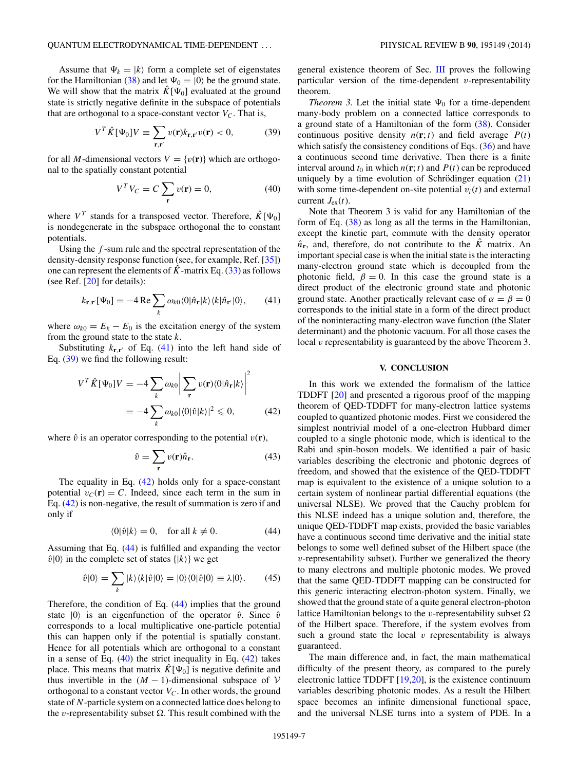Assume that $\Psi_k = |k\rangle$ form a complete set of eigenstates for the Hamiltonian (38) and let $\Psi_0 = |0\rangle$ be the ground state. We will show that the matrix $\hat{K}[\Psi_0]$ evaluated at the ground state is strictly negative definite in the subspace of potentials that are orthogonal to a space-constant vector $V_C$. That is,

$$V^T \hat{K}[\Psi_0] V \equiv \sum_{\mathbf{r},\mathbf{r}'} v(\mathbf{r}) k_{\mathbf{r},\mathbf{r}'} v(\mathbf{r}) < 0, \tag{39}$$

for all $M$-dimensional vectors $V = \{v(\mathbf{r})\}$ which are orthogonal to the spatially constant potential

$$V^T V_C = C \sum_{\mathbf{r}} v(\mathbf{r}) = 0, \tag{40}$$

where $V^T$ stands for a transposed vector. Therefore, $\hat{K}[\Psi_0]$ is nondegenerate in the subspace orthogonal the to constant potentials.

Using the $f$-sum rule and the spectral representation of the density-density response function (see, for example, Ref. [35]) one can represent the elements of $\hat{K}$-matrix Eq. (33) as follows (see Ref. [20] for details):

$$k_{\mathbf{r},\mathbf{r}'}[\Psi_0] = -4 \,\mathrm{Re} \sum_k \omega_{k0} \langle 0|\hat{n}_{\mathbf{r}}|k\rangle\langle k|\hat{n}_{\mathbf{r}'}|0\rangle, \tag{41}$$

where $\omega_{k0} = E_k - E_0$ is the excitation energy of the system from the ground state to the state $k$.

Substituting $k_{\mathbf{r},\mathbf{r}'}$ of Eq. (41) into the left hand side of Eq. (39) we find the following result:

$$\begin{aligned} V^T \hat{K}[\Psi_0] V &= -4 \sum_k \omega_{k0} \left| \sum_{\mathbf{r}} v(\mathbf{r}) \langle 0|\hat{n}_{\mathbf{r}}|k\rangle \right|^2 \\ &= -4 \sum_k \omega_{k0} |\langle 0|\hat{v}|k\rangle|^2 \leqslant 0, \end{aligned} \tag{42}$$

where $\hat{v}$ is an operator corresponding to the potential $v(\mathbf{r})$,

$$\hat{v} = \sum_{\mathbf{r}} v(\mathbf{r}) \hat{n}_{\mathbf{r}}. \tag{43}$$

The equality in Eq. (42) holds only for a space-constant potential $v_C(\mathbf{r}) = C$. Indeed, since each term in the sum in Eq. (42) is non-negative, the result of summation is zero if and only if

$$\langle 0|\hat{v}|k\rangle = 0, \quad \text{for all } k \neq 0. \tag{44}$$

Assuming that Eq. (44) is fulfilled and expanding the vector $\hat{v}|0\rangle$ in the complete set of states $\{|k\rangle\}$ we get

$$\hat{v}|0\rangle = \sum_k |k\rangle\langle k|\hat{v}|0\rangle = |0\rangle\langle 0|\hat{v}|0\rangle \equiv \lambda|0\rangle. \tag{45}$$

Therefore, the condition of Eq. (44) implies that the ground state $|0\rangle$ is an eigenfunction of the operator $\hat{v}$. Since $\hat{v}$ corresponds to a local multiplicative one-particle potential this can happen only if the potential is spatially constant. Hence for all potentials which are orthogonal to a constant in a sense of Eq. (40) the strict inequality in Eq. (42) takes place. This means that matrix $\hat{K}[\Psi_0]$ is negative definite and thus invertible in the $(M-1)$-dimensional subspace of $\mathcal{V}$ orthogonal to a constant vector $V_C$. In other words, the ground state of $N$-particle system on a connected lattice does belong to the $v$-representability subset $\Omega$. This result combined with the general existence theorem of Sec. III proves the following particular version of the time-dependent $v$-representability theorem.

*Theorem 3.* Let the initial state $\Psi_0$ for a time-dependent many-body problem on a connected lattice corresponds to a ground state of a Hamiltonian of the form (38). Consider continuous positive density $n(\mathbf{r};t)$ and field average $P(t)$ which satisfy the consistency conditions of Eqs. (36) and have a continuous second time derivative. Then there is a finite interval around $t_0$ in which $n(\mathbf{r};t)$ and $P(t)$ can be reproduced uniquely by a time evolution of Schrödinger equation (21) with some time-dependent on-site potential $v_i(t)$ and external current $J_{\text{ex}}(t)$.

Note that Theorem 3 is valid for any Hamiltonian of the form of Eq. (38) as long as all the terms in the Hamiltonian, except the kinetic part, commute with the density operator $\hat{n}_{\mathbf{r}}$, and, therefore, do not contribute to the $\hat{K}$ matrix. An important special case is when the initial state is the interacting many-electron ground state which is decoupled from the photonic field, $\beta = 0$. In this case the ground state is a direct product of the electronic ground state and photonic ground state. Another practically relevant case of $\alpha = \beta = 0$ corresponds to the initial state in a form of the direct product of the noninteracting many-electron wave function (the Slater determinant) and the photonic vacuum. For all those cases the local $v$ representability is guaranteed by the above Theorem 3.

## V. CONCLUSION

In this work we extended the formalism of the lattice TDDFT [20] and presented a rigorous proof of the mapping theorem of QED-TDDFT for many-electron lattice systems coupled to quantized photonic modes. First we considered the simplest nontrivial model of a one-electron Hubbard dimer coupled to a single photonic mode, which is identical to the Rabi and spin-boson models. We identified a pair of basic variables describing the electronic and photonic degrees of freedom, and showed that the existence of the QED-TDDFT map is equivalent to the existence of a unique solution to a certain system of nonlinear partial differential equations (the universal NLSE). We proved that the Cauchy problem for this NLSE indeed has a unique solution and, therefore, the unique QED-TDDFT map exists, provided the basic variables have a continuous second time derivative and the initial state belongs to some well defined subset of the Hilbert space (the $v$-representability subset). Further we generalized the theory to many electrons and multiple photonic modes. We proved that the same QED-TDDFT mapping can be constructed for this generic interacting electron-photon system. Finally, we showed that the ground state of a quite general electron-photon lattice Hamiltonian belongs to the $v$-representability subset $\Omega$ of the Hilbert space. Therefore, if the system evolves from such a ground state the local $v$ representability is always guaranteed.

The main difference and, in fact, the main mathematical difficulty of the present theory, as compared to the purely electronic lattice TDDFT [19,20], is the existence continuum variables describing photonic modes. As a result the Hilbert space becomes an infinite dimensional functional space, and the universal NLSE turns into a system of PDE. In a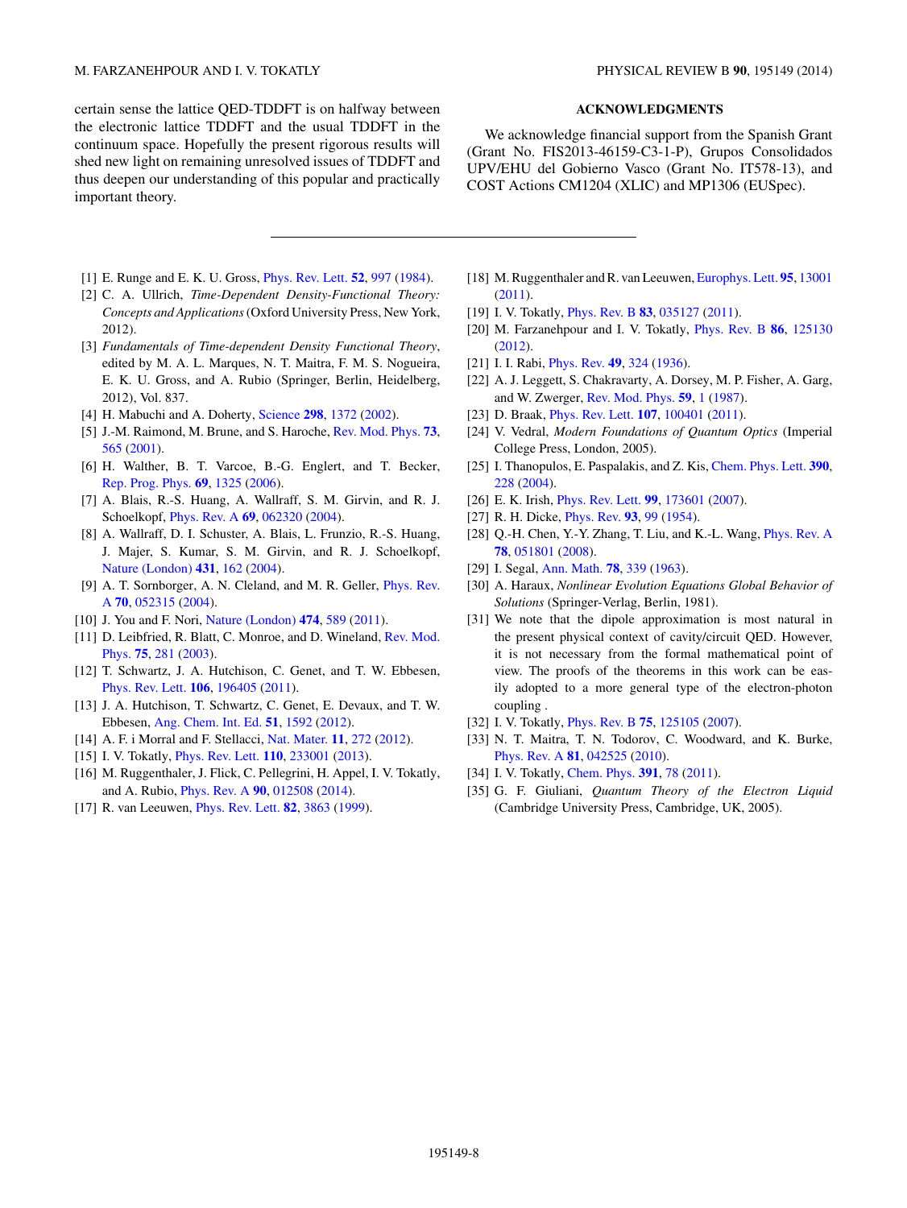certain sense the lattice QED-TDDFT is on halfway between the electronic lattice TDDFT and the usual TDDFT in the continuum space. Hopefully the present rigorous results will shed new light on remaining unresolved issues of TDDFT and thus deepen our understanding of this popular and practically important theory.

## ACKNOWLEDGMENTS

We acknowledge financial support from the Spanish Grant (Grant No. FIS2013-46159-C3-1-P), Grupos Consolidados UPV/EHU del Gobierno Vasco (Grant No. IT578-13), and COST Actions CM1204 (XLIC) and MP1306 (EUSpec).

---

[1] E. Runge and E. K. U. Gross, Phys. Rev. Lett. **52**, 997 (1984).

[2] C. A. Ullrich, *Time-Dependent Density-Functional Theory: Concepts and Applications* (Oxford University Press, New York, 2012).

[3] *Fundamentals of Time-dependent Density Functional Theory*, edited by M. A. L. Marques, N. T. Maitra, F. M. S. Nogueira, E. K. U. Gross, and A. Rubio (Springer, Berlin, Heidelberg, 2012), Vol. 837.

[4] H. Mabuchi and A. Doherty, Science **298**, 1372 (2002).

[5] J.-M. Raimond, M. Brune, and S. Haroche, Rev. Mod. Phys. **73**, 565 (2001).

[6] H. Walther, B. T. Varcoe, B.-G. Englert, and T. Becker, Rep. Prog. Phys. **69**, 1325 (2006).

[7] A. Blais, R.-S. Huang, A. Wallraff, S. M. Girvin, and R. J. Schoelkopf, Phys. Rev. A **69**, 062320 (2004).

[8] A. Wallraff, D. I. Schuster, A. Blais, L. Frunzio, R.-S. Huang, J. Majer, S. Kumar, S. M. Girvin, and R. J. Schoelkopf, Nature (London) **431**, 162 (2004).

[9] A. T. Sornborger, A. N. Cleland, and M. R. Geller, Phys. Rev. A **70**, 052315 (2004).

[10] J. You and F. Nori, Nature (London) **474**, 589 (2011).

[11] D. Leibfried, R. Blatt, C. Monroe, and D. Wineland, Rev. Mod. Phys. **75**, 281 (2003).

[12] T. Schwartz, J. A. Hutchison, C. Genet, and T. W. Ebbesen, Phys. Rev. Lett. **106**, 196405 (2011).

[13] J. A. Hutchison, T. Schwartz, C. Genet, E. Devaux, and T. W. Ebbesen, Ang. Chem. Int. Ed. **51**, 1592 (2012).

[14] A. F. i Morral and F. Stellacci, Nat. Mater. **11**, 272 (2012).

[15] I. V. Tokatly, Phys. Rev. Lett. **110**, 233001 (2013).

[16] M. Ruggenthaler, J. Flick, C. Pellegrini, H. Appel, I. V. Tokatly, and A. Rubio, Phys. Rev. A **90**, 012508 (2014).

[17] R. van Leeuwen, Phys. Rev. Lett. **82**, 3863 (1999).

[18] M. Ruggenthaler and R. van Leeuwen, Europhys. Lett. **95**, 13001 (2011).

[19] I. V. Tokatly, Phys. Rev. B **83**, 035127 (2011).

[20] M. Farzanehpour and I. V. Tokatly, Phys. Rev. B **86**, 125130 (2012).

[21] I. I. Rabi, Phys. Rev. **49**, 324 (1936).

[22] A. J. Leggett, S. Chakravarty, A. Dorsey, M. P. Fisher, A. Garg, and W. Zwerger, Rev. Mod. Phys. **59**, 1 (1987).

[23] D. Braak, Phys. Rev. Lett. **107**, 100401 (2011).

[24] V. Vedral, *Modern Foundations of Quantum Optics* (Imperial College Press, London, 2005).

[25] I. Thanopulos, E. Paspalakis, and Z. Kis, Chem. Phys. Lett. **390**, 228 (2004).

[26] E. K. Irish, Phys. Rev. Lett. **99**, 173601 (2007).

[27] R. H. Dicke, Phys. Rev. **93**, 99 (1954).

[28] Q.-H. Chen, Y.-Y. Zhang, T. Liu, and K.-L. Wang, Phys. Rev. A **78**, 051801 (2008).

[29] I. Segal, Ann. Math. **78**, 339 (1963).

[30] A. Haraux, *Nonlinear Evolution Equations Global Behavior of Solutions* (Springer-Verlag, Berlin, 1981).

[31] We note that the dipole approximation is most natural in the present physical context of cavity/circuit QED. However, it is not necessary from the formal mathematical point of view. The proofs of the theorems in this work can be easily adopted to a more general type of the electron-photon coupling .

[32] I. V. Tokatly, Phys. Rev. B **75**, 125105 (2007).

[33] N. T. Maitra, T. N. Todorov, C. Woodward, and K. Burke, Phys. Rev. A **81**, 042525 (2010).

[34] I. V. Tokatly, Chem. Phys. **391**, 78 (2011).

[35] G. F. Giuliani, *Quantum Theory of the Electron Liquid* (Cambridge University Press, Cambridge, UK, 2005).